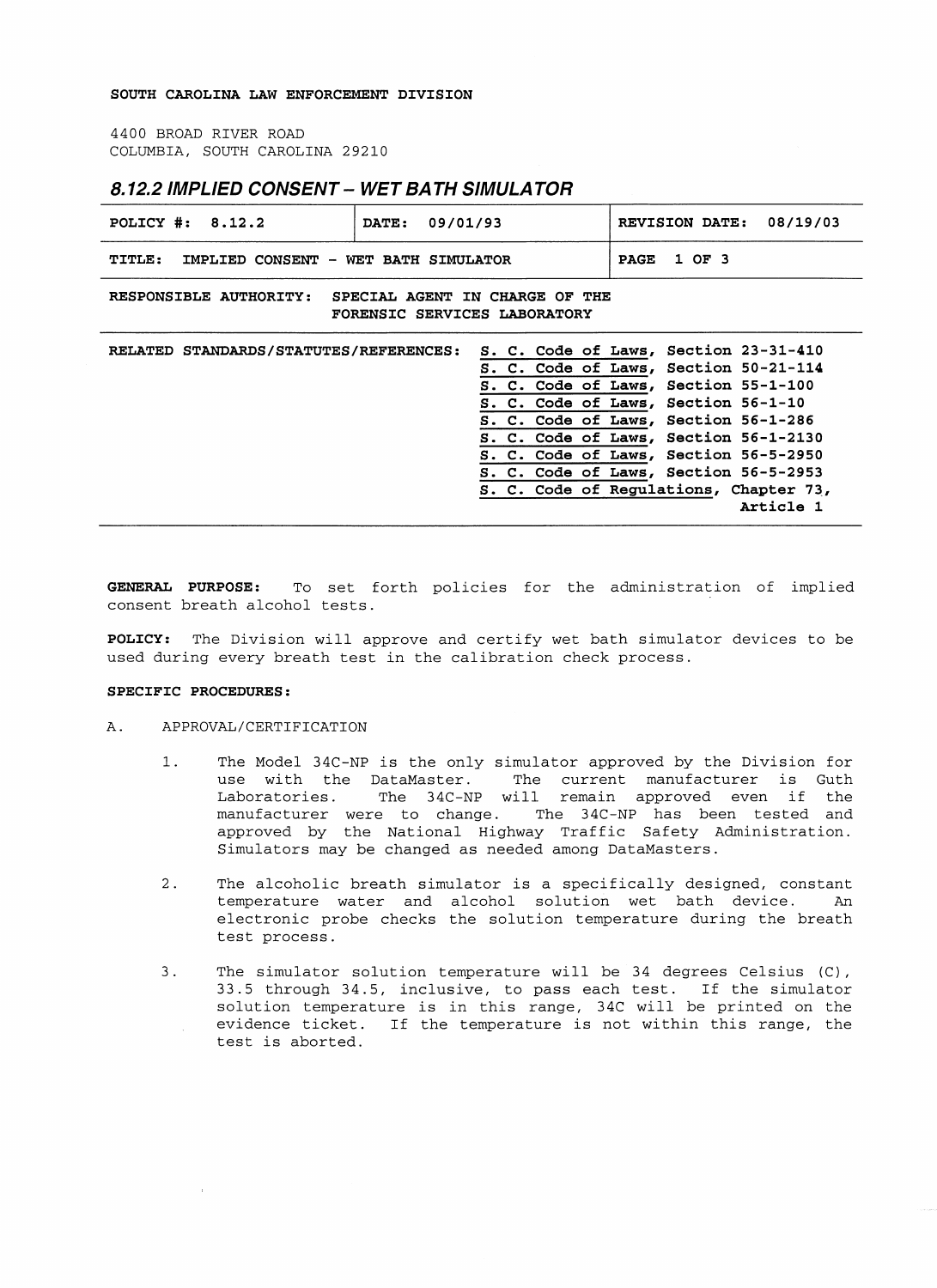**SOUTH CAROLINA LAW ENFORCEMENT DIVISION**

4400 BROAD RIVER ROAD
COLUMBIA, SOUTH CAROLINA 29210

## *8.12.2 IMPLIED CONSENT – WET BATH SIMULATOR*

| **POLICY #: 8.12.2** | **DATE: 09/01/93** | **REVISION DATE: 08/19/03** |
|---|---|---|
| **TITLE: IMPLIED CONSENT - WET BATH SIMULATOR** | | **PAGE 1 OF 3** |

**RESPONSIBLE AUTHORITY: SPECIAL AGENT IN CHARGE OF THE FORENSIC SERVICES LABORATORY**

**RELATED STANDARDS/STATUTES/REFERENCES:**
- **S. C. Code of Laws, Section 23-31-410**
- **S. C. Code of Laws, Section 50-21-114**
- **S. C. Code of Laws, Section 55-1-100**
- **S. C. Code of Laws, Section 56-1-10**
- **S. C. Code of Laws, Section 56-1-286**
- **S. C. Code of Laws, Section 56-1-2130**
- **S. C. Code of Laws, Section 56-5-2950**
- **S. C. Code of Laws, Section 56-5-2953**
- **S. C. Code of Regulations, Chapter 73, Article 1**

**GENERAL PURPOSE:** To set forth policies for the administration of implied consent breath alcohol tests.

**POLICY:** The Division will approve and certify wet bath simulator devices to be used during every breath test in the calibration check process.

**SPECIFIC PROCEDURES:**

A. APPROVAL/CERTIFICATION

1. The Model 34C-NP is the only simulator approved by the Division for use with the DataMaster. The current manufacturer is Guth Laboratories. The 34C-NP will remain approved even if the manufacturer were to change. The 34C-NP has been tested and approved by the National Highway Traffic Safety Administration. Simulators may be changed as needed among DataMasters.

2. The alcoholic breath simulator is a specifically designed, constant temperature water and alcohol solution wet bath device. An electronic probe checks the solution temperature during the breath test process.

3. The simulator solution temperature will be 34 degrees Celsius (C), 33.5 through 34.5, inclusive, to pass each test. If the simulator solution temperature is in this range, 34C will be printed on the evidence ticket. If the temperature is not within this range, the test is aborted.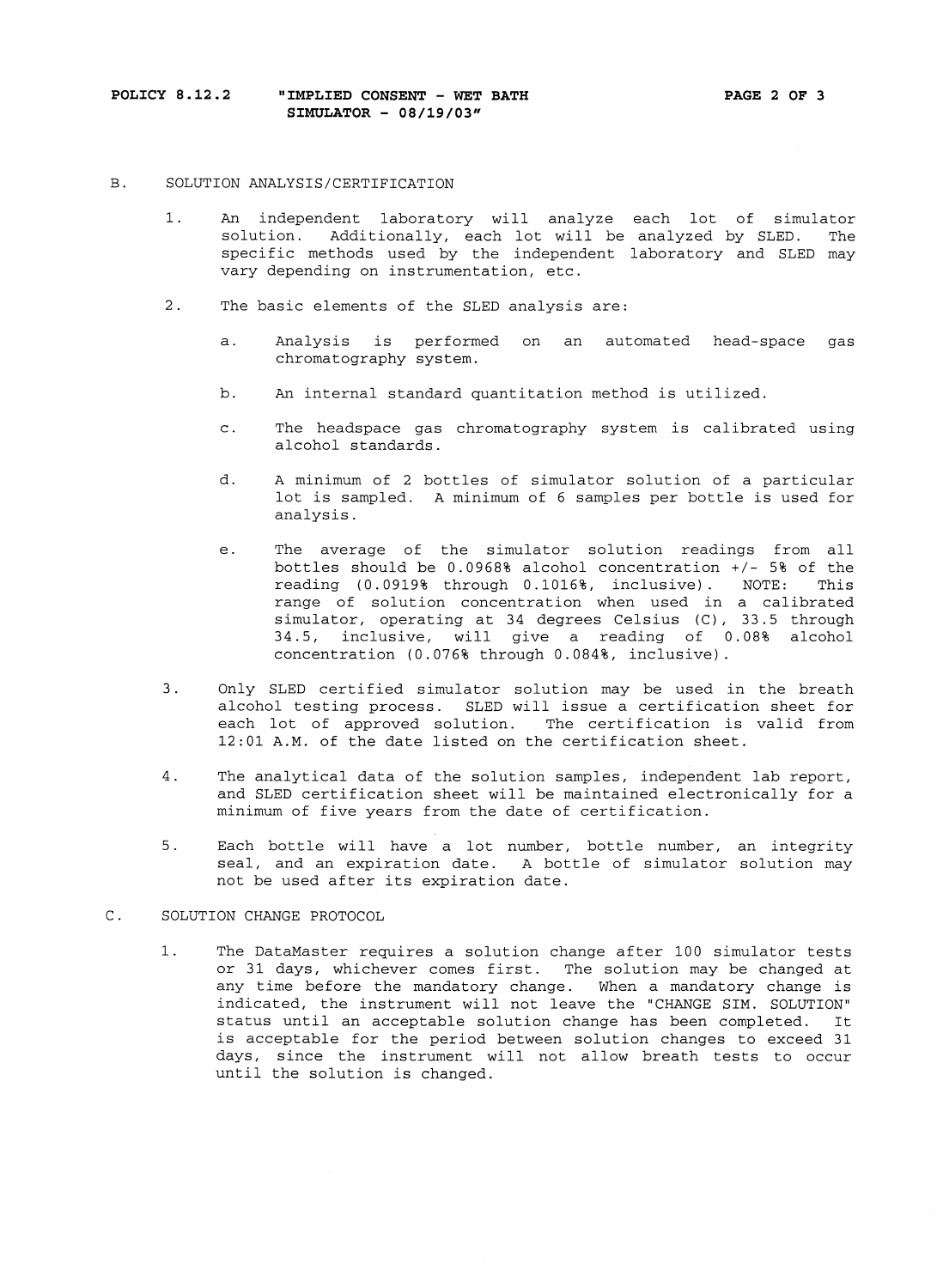## B. SOLUTION ANALYSIS/CERTIFICATION

1. An independent laboratory will analyze each lot of simulator solution. Additionally, each lot will be analyzed by SLED. The specific methods used by the independent laboratory and SLED may vary depending on instrumentation, etc.

2. The basic elements of the SLED analysis are:

   a. Analysis is performed on an automated head-space gas chromatography system.

   b. An internal standard quantitation method is utilized.

   c. The headspace gas chromatography system is calibrated using alcohol standards.

   d. A minimum of 2 bottles of simulator solution of a particular lot is sampled. A minimum of 6 samples per bottle is used for analysis.

   e. The average of the simulator solution readings from all bottles should be 0.0968% alcohol concentration +/- 5% of the reading (0.0919% through 0.1016%, inclusive). NOTE: This range of solution concentration when used in a calibrated simulator, operating at 34 degrees Celsius (C), 33.5 through 34.5, inclusive, will give a reading of 0.08% alcohol concentration (0.076% through 0.084%, inclusive).

3. Only SLED certified simulator solution may be used in the breath alcohol testing process. SLED will issue a certification sheet for each lot of approved solution. The certification is valid from 12:01 A.M. of the date listed on the certification sheet.

4. The analytical data of the solution samples, independent lab report, and SLED certification sheet will be maintained electronically for a minimum of five years from the date of certification.

5. Each bottle will have a lot number, bottle number, an integrity seal, and an expiration date. A bottle of simulator solution may not be used after its expiration date.

## C. SOLUTION CHANGE PROTOCOL

1. The DataMaster requires a solution change after 100 simulator tests or 31 days, whichever comes first. The solution may be changed at any time before the mandatory change. When a mandatory change is indicated, the instrument will not leave the "CHANGE SIM. SOLUTION" status until an acceptable solution change has been completed. It is acceptable for the period between solution changes to exceed 31 days, since the instrument will not allow breath tests to occur until the solution is changed.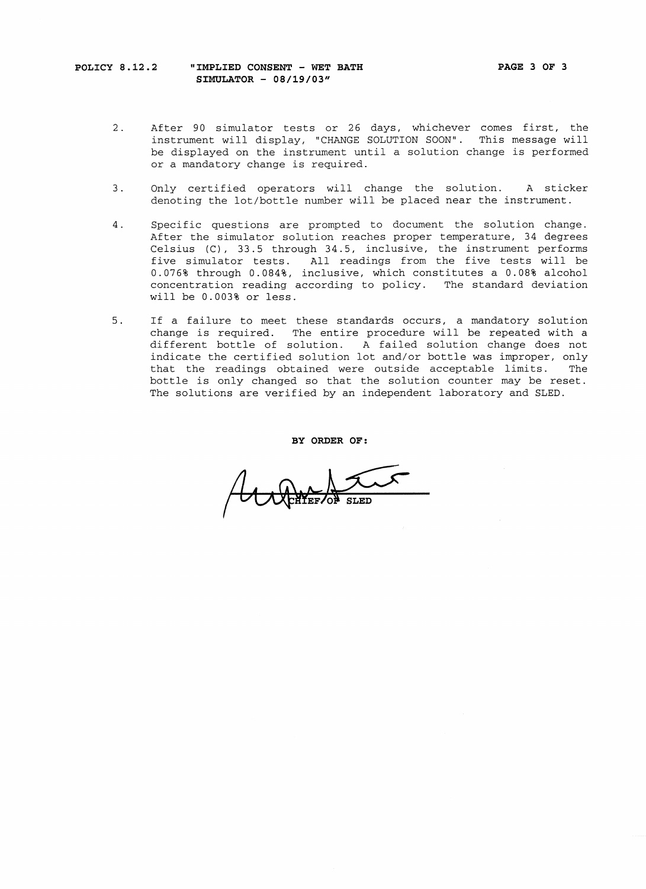2. After 90 simulator tests or 26 days, whichever comes first, the instrument will display, "CHANGE SOLUTION SOON". This message will be displayed on the instrument until a solution change is performed or a mandatory change is required.

3. Only certified operators will change the solution. A sticker denoting the lot/bottle number will be placed near the instrument.

4. Specific questions are prompted to document the solution change. After the simulator solution reaches proper temperature, 34 degrees Celsius (C), 33.5 through 34.5, inclusive, the instrument performs five simulator tests. All readings from the five tests will be 0.076% through 0.084%, inclusive, which constitutes a 0.08% alcohol concentration reading according to policy. The standard deviation will be 0.003% or less.

5. If a failure to meet these standards occurs, a mandatory solution change is required. The entire procedure will be repeated with a different bottle of solution. A failed solution change does not indicate the certified solution lot and/or bottle was improper, only that the readings obtained were outside acceptable limits. The bottle is only changed so that the solution counter may be reset. The solutions are verified by an independent laboratory and SLED.

**BY ORDER OF:**

**CHIEF OF SLED**